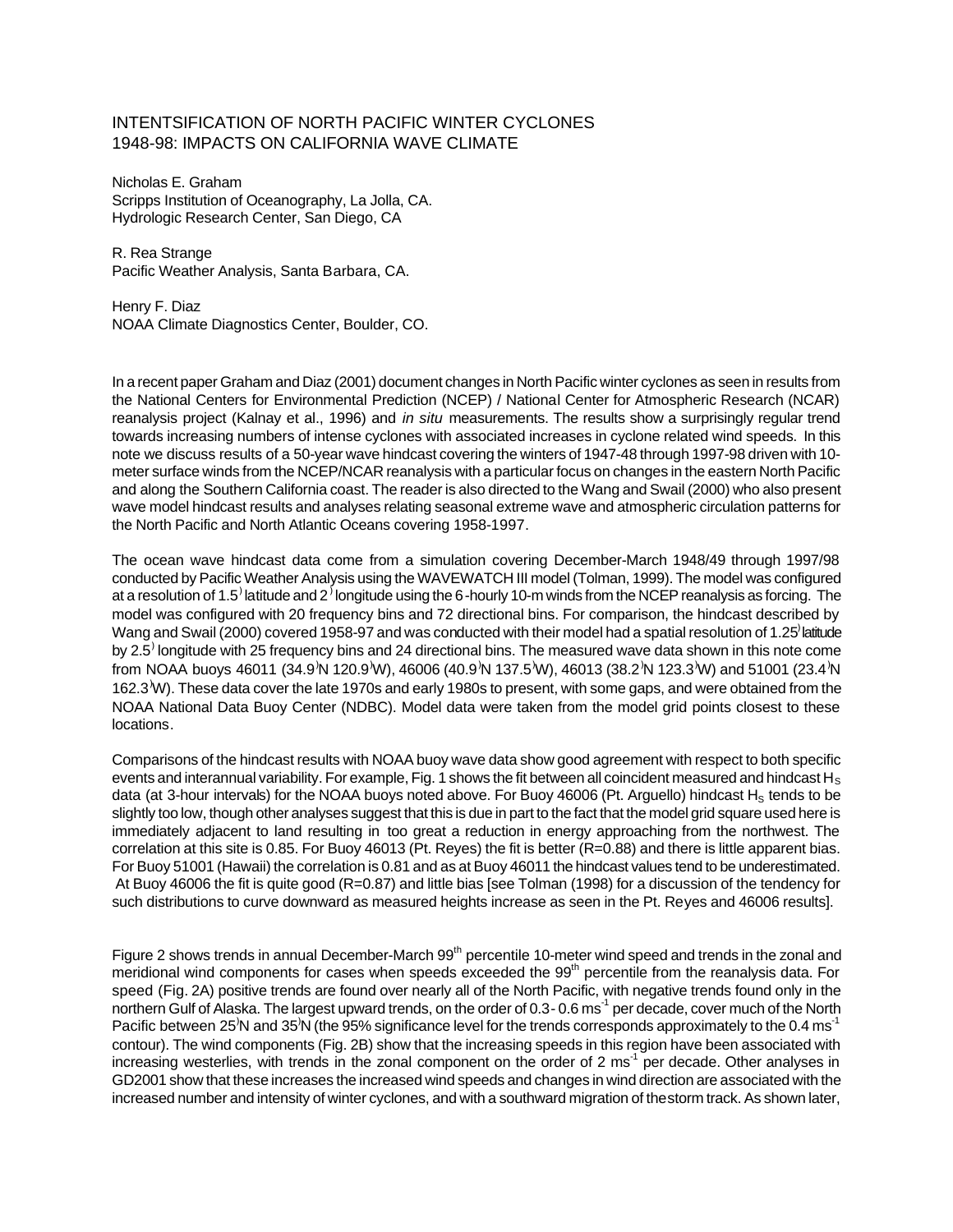# INTENTSIFICATION OF NORTH PACIFIC WINTER CYCLONES 1948-98: IMPACTS ON CALIFORNIA WAVE CLIMATE

Nicholas E. Graham
Scripps Institution of Oceanography, La Jolla, CA.
Hydrologic Research Center, San Diego, CA

R. Rea Strange
Pacific Weather Analysis, Santa Barbara, CA.

Henry F. Diaz
NOAA Climate Diagnostics Center, Boulder, CO.

In a recent paper Graham and Diaz (2001) document changes in North Pacific winter cyclones as seen in results from the National Centers for Environmental Prediction (NCEP) / National Center for Atmospheric Research (NCAR) reanalysis project (Kalnay et al., 1996) and *in situ* measurements. The results show a surprisingly regular trend towards increasing numbers of intense cyclones with associated increases in cyclone related wind speeds. In this note we discuss results of a 50-year wave hindcast covering the winters of 1947-48 through 1997-98 driven with 10-meter surface winds from the NCEP/NCAR reanalysis with a particular focus on changes in the eastern North Pacific and along the Southern California coast. The reader is also directed to the Wang and Swail (2000) who also present wave model hindcast results and analyses relating seasonal extreme wave and atmospheric circulation patterns for the North Pacific and North Atlantic Oceans covering 1958-1997.

The ocean wave hindcast data come from a simulation covering December-March 1948/49 through 1997/98 conducted by Pacific Weather Analysis using the WAVEWATCH III model (Tolman, 1999). The model was configured at a resolution of 1.5° latitude and 2° longitude using the 6-hourly 10-m winds from the NCEP reanalysis as forcing. The model was configured with 20 frequency bins and 72 directional bins. For comparison, the hindcast described by Wang and Swail (2000) covered 1958-97 and was conducted with their model had a spatial resolution of 1.25° latitude by 2.5° longitude with 25 frequency bins and 24 directional bins. The measured wave data shown in this note come from NOAA buoys 46011 (34.9°N 120.9°W), 46006 (40.9°N 137.5°W), 46013 (38.2°N 123.3°W) and 51001 (23.4°N 162.3°W). These data cover the late 1970s and early 1980s to present, with some gaps, and were obtained from the NOAA National Data Buoy Center (NDBC). Model data were taken from the model grid points closest to these locations.

Comparisons of the hindcast results with NOAA buoy wave data show good agreement with respect to both specific events and interannual variability. For example, Fig. 1 shows the fit between all coincident measured and hindcast $H_S$ data (at 3-hour intervals) for the NOAA buoys noted above. For Buoy 46006 (Pt. Arguello) hindcast $H_S$ tends to be slightly too low, though other analyses suggest that this is due in part to the fact that the model grid square used here is immediately adjacent to land resulting in too great a reduction in energy approaching from the northwest. The correlation at this site is 0.85. For Buoy 46013 (Pt. Reyes) the fit is better (R=0.88) and there is little apparent bias. For Buoy 51001 (Hawaii) the correlation is 0.81 and as at Buoy 46011 the hindcast values tend to be underestimated. At Buoy 46006 the fit is quite good (R=0.87) and little bias [see Tolman (1998) for a discussion of the tendency for such distributions to curve downward as measured heights increase as seen in the Pt. Reyes and 46006 results].

Figure 2 shows trends in annual December-March 99th percentile 10-meter wind speed and trends in the zonal and meridional wind components for cases when speeds exceeded the 99th percentile from the reanalysis data. For speed (Fig. 2A) positive trends are found over nearly all of the North Pacific, with negative trends found only in the northern Gulf of Alaska. The largest upward trends, on the order of 0.3-0.6 $ms^{-1}$ per decade, cover much of the North Pacific between 25°N and 35°N (the 95% significance level for the trends corresponds approximately to the 0.4 $ms^{-1}$ contour). The wind components (Fig. 2B) show that the increasing speeds in this region have been associated with increasing westerlies, with trends in the zonal component on the order of 2 $ms^{-1}$ per decade. Other analyses in GD2001 show that these increases the increased wind speeds and changes in wind direction are associated with the increased number and intensity of winter cyclones, and with a southward migration of the storm track. As shown later,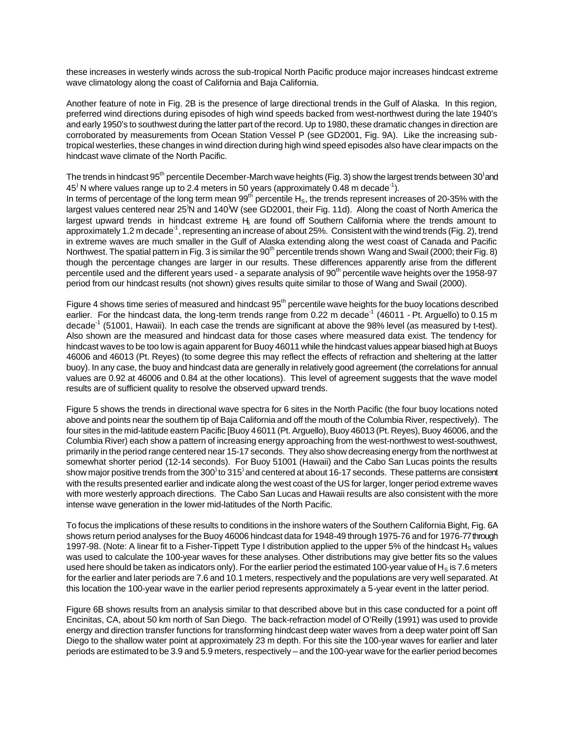these increases in westerly winds across the sub-tropical North Pacific produce major increases hindcast extreme wave climatology along the coast of California and Baja California.

Another feature of note in Fig. 2B is the presence of large directional trends in the Gulf of Alaska. In this region, preferred wind directions during episodes of high wind speeds backed from west-northwest during the late 1940's and early 1950's to southwest during the latter part of the record. Up to 1980, these dramatic changes in direction are corroborated by measurements from Ocean Station Vessel P (see GD2001, Fig. 9A). Like the increasing sub-tropical westerlies, these changes in wind direction during high wind speed episodes also have clear impacts on the hindcast wave climate of the North Pacific.

The trends in hindcast 95$^{th}$ percentile December-March wave heights (Fig. 3) show the largest trends between 30° and 45° N where values range up to 2.4 meters in 50 years (approximately 0.48 m decade$^{-1}$).
In terms of percentage of the long term mean 99$^{th}$ percentile $H_S$, the trends represent increases of 20-35% with the largest values centered near 25°N and 140°W (see GD2001, their Fig. 11d). Along the coast of North America the largest upward trends in hindcast extreme $H_s$ are found off Southern California where the trends amount to approximately 1.2 m decade$^{-1}$, representing an increase of about 25%. Consistent with the wind trends (Fig. 2), trend in extreme waves are much smaller in the Gulf of Alaska extending along the west coast of Canada and Pacific Northwest. The spatial pattern in Fig. 3 is similar the 90$^{th}$ percentile trends shown Wang and Swail (2000; their Fig. 8) though the percentage changes are larger in our results. These differences apparently arise from the different percentile used and the different years used - a separate analysis of 90$^{th}$ percentile wave heights over the 1958-97 period from our hindcast results (not shown) gives results quite similar to those of Wang and Swail (2000).

Figure 4 shows time series of measured and hindcast 95$^{th}$ percentile wave heights for the buoy locations described earlier. For the hindcast data, the long-term trends range from 0.22 m decade$^{-1}$ (46011 - Pt. Arguello) to 0.15 m decade$^{-1}$ (51001, Hawaii). In each case the trends are significant at above the 98% level (as measured by t-test). Also shown are the measured and hindcast data for those cases where measured data exist. The tendency for hindcast waves to be too low is again apparent for Buoy 46011 while the hindcast values appear biased high at Buoys 46006 and 46013 (Pt. Reyes) (to some degree this may reflect the effects of refraction and sheltering at the latter buoy). In any case, the buoy and hindcast data are generally in relatively good agreement (the correlations for annual values are 0.92 at 46006 and 0.84 at the other locations). This level of agreement suggests that the wave model results are of sufficient quality to resolve the observed upward trends.

Figure 5 shows the trends in directional wave spectra for 6 sites in the North Pacific (the four buoy locations noted above and points near the southern tip of Baja California and off the mouth of the Columbia River, respectively). The four sites in the mid-latitude eastern Pacific [Buoy 46011 (Pt. Arguello), Buoy 46013 (Pt. Reyes), Buoy 46006, and the Columbia River) each show a pattern of increasing energy approaching from the west-northwest to west-southwest, primarily in the period range centered near 15-17 seconds. They also show decreasing energy from the northwest at somewhat shorter period (12-14 seconds). For Buoy 51001 (Hawaii) and the Cabo San Lucas points the results show major positive trends from the 300° to 315° and centered at about 16-17 seconds. These patterns are consistent with the results presented earlier and indicate along the west coast of the US for larger, longer period extreme waves with more westerly approach directions. The Cabo San Lucas and Hawaii results are also consistent with the more intense wave generation in the lower mid-latitudes of the North Pacific.

To focus the implications of these results to conditions in the inshore waters of the Southern California Bight, Fig. 6A shows return period analyses for the Buoy 46006 hindcast data for 1948-49 through 1975-76 and for 1976-77 through 1997-98. (Note: A linear fit to a Fisher-Tippett Type I distribution applied to the upper 5% of the hindcast $H_S$ values was used to calculate the 100-year waves for these analyses. Other distributions may give better fits so the values used here should be taken as indicators only). For the earlier period the estimated 100-year value of $H_S$ is 7.6 meters for the earlier and later periods are 7.6 and 10.1 meters, respectively and the populations are very well separated. At this location the 100-year wave in the earlier period represents approximately a 5-year event in the latter period.

Figure 6B shows results from an analysis similar to that described above but in this case conducted for a point off Encinitas, CA, about 50 km north of San Diego. The back-refraction model of O'Reilly (1991) was used to provide energy and direction transfer functions for transforming hindcast deep water waves from a deep water point off San Diego to the shallow water point at approximately 23 m depth. For this site the 100-year waves for earlier and later periods are estimated to be 3.9 and 5.9 meters, respectively – and the 100-year wave for the earlier period becomes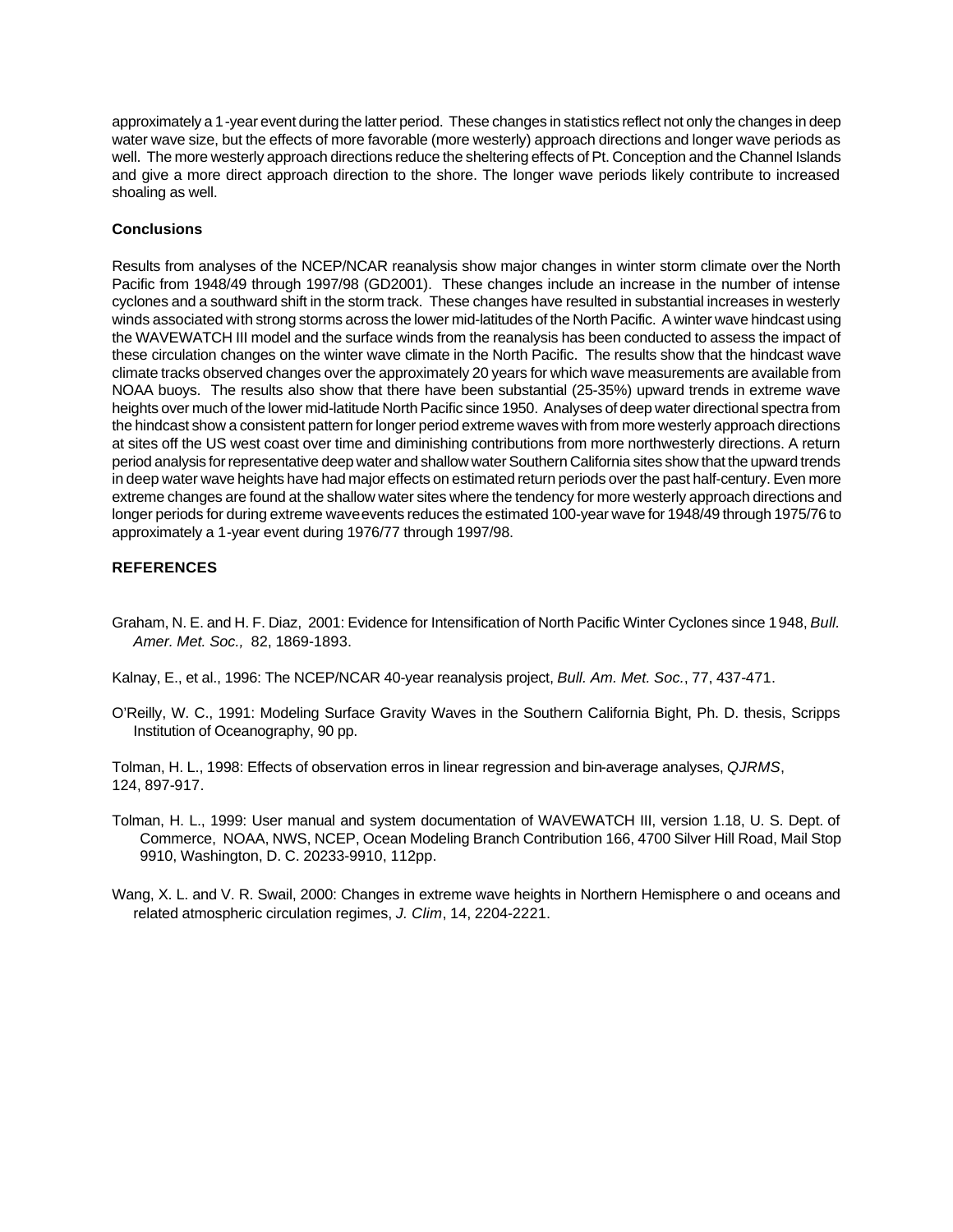approximately a 1-year event during the latter period. These changes in statistics reflect not only the changes in deep water wave size, but the effects of more favorable (more westerly) approach directions and longer wave periods as well. The more westerly approach directions reduce the sheltering effects of Pt. Conception and the Channel Islands and give a more direct approach direction to the shore. The longer wave periods likely contribute to increased shoaling as well.

**Conclusions**

Results from analyses of the NCEP/NCAR reanalysis show major changes in winter storm climate over the North Pacific from 1948/49 through 1997/98 (GD2001). These changes include an increase in the number of intense cyclones and a southward shift in the storm track. These changes have resulted in substantial increases in westerly winds associated with strong storms across the lower mid-latitudes of the North Pacific. A winter wave hindcast using the WAVEWATCH III model and the surface winds from the reanalysis has been conducted to assess the impact of these circulation changes on the winter wave climate in the North Pacific. The results show that the hindcast wave climate tracks observed changes over the approximately 20 years for which wave measurements are available from NOAA buoys. The results also show that there have been substantial (25-35%) upward trends in extreme wave heights over much of the lower mid-latitude North Pacific since 1950. Analyses of deep water directional spectra from the hindcast show a consistent pattern for longer period extreme waves with from more westerly approach directions at sites off the US west coast over time and diminishing contributions from more northwesterly directions. A return period analysis for representative deep water and shallow water Southern California sites show that the upward trends in deep water wave heights have had major effects on estimated return periods over the past half-century. Even more extreme changes are found at the shallow water sites where the tendency for more westerly approach directions and longer periods for during extreme waveevents reduces the estimated 100-year wave for 1948/49 through 1975/76 to approximately a 1-year event during 1976/77 through 1997/98.

**REFERENCES**

Graham, N. E. and H. F. Diaz, 2001: Evidence for Intensification of North Pacific Winter Cyclones since 1948, *Bull. Amer. Met. Soc.,* 82, 1869-1893.

Kalnay, E., et al., 1996: The NCEP/NCAR 40-year reanalysis project, *Bull. Am. Met. Soc.*, 77, 437-471.

O'Reilly, W. C., 1991: Modeling Surface Gravity Waves in the Southern California Bight, Ph. D. thesis, Scripps Institution of Oceanography, 90 pp.

Tolman, H. L., 1998: Effects of observation erros in linear regression and bin-average analyses, *QJRMS*, 124, 897-917.

Tolman, H. L., 1999: User manual and system documentation of WAVEWATCH III, version 1.18, U. S. Dept. of Commerce, NOAA, NWS, NCEP, Ocean Modeling Branch Contribution 166, 4700 Silver Hill Road, Mail Stop 9910, Washington, D. C. 20233-9910, 112pp.

Wang, X. L. and V. R. Swail, 2000: Changes in extreme wave heights in Northern Hemisphere o and oceans and related atmospheric circulation regimes, *J. Clim*, 14, 2204-2221.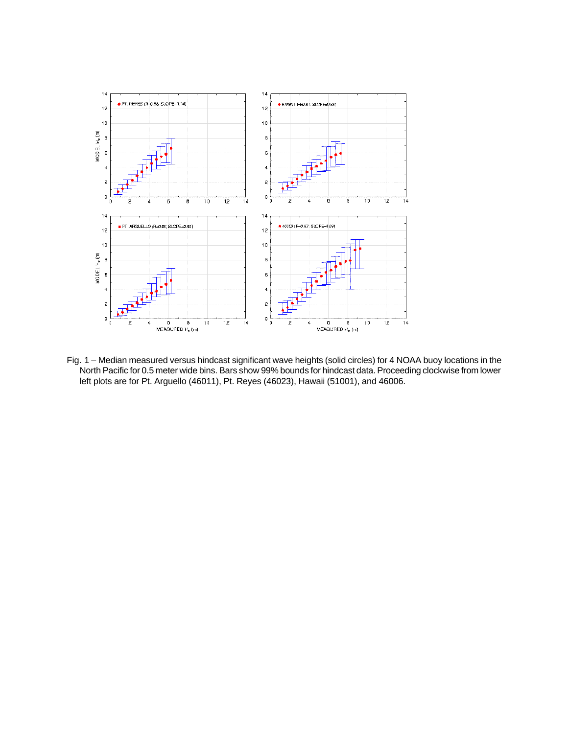Fig. 1 – Median measured versus hindcast significant wave heights (solid circles) for 4 NOAA buoy locations in the North Pacific for 0.5 meter wide bins. Bars show 99% bounds for hindcast data. Proceeding clockwise from lower left plots are for Pt. Arguello (46011), Pt. Reyes (46023), Hawaii (51001), and 46006.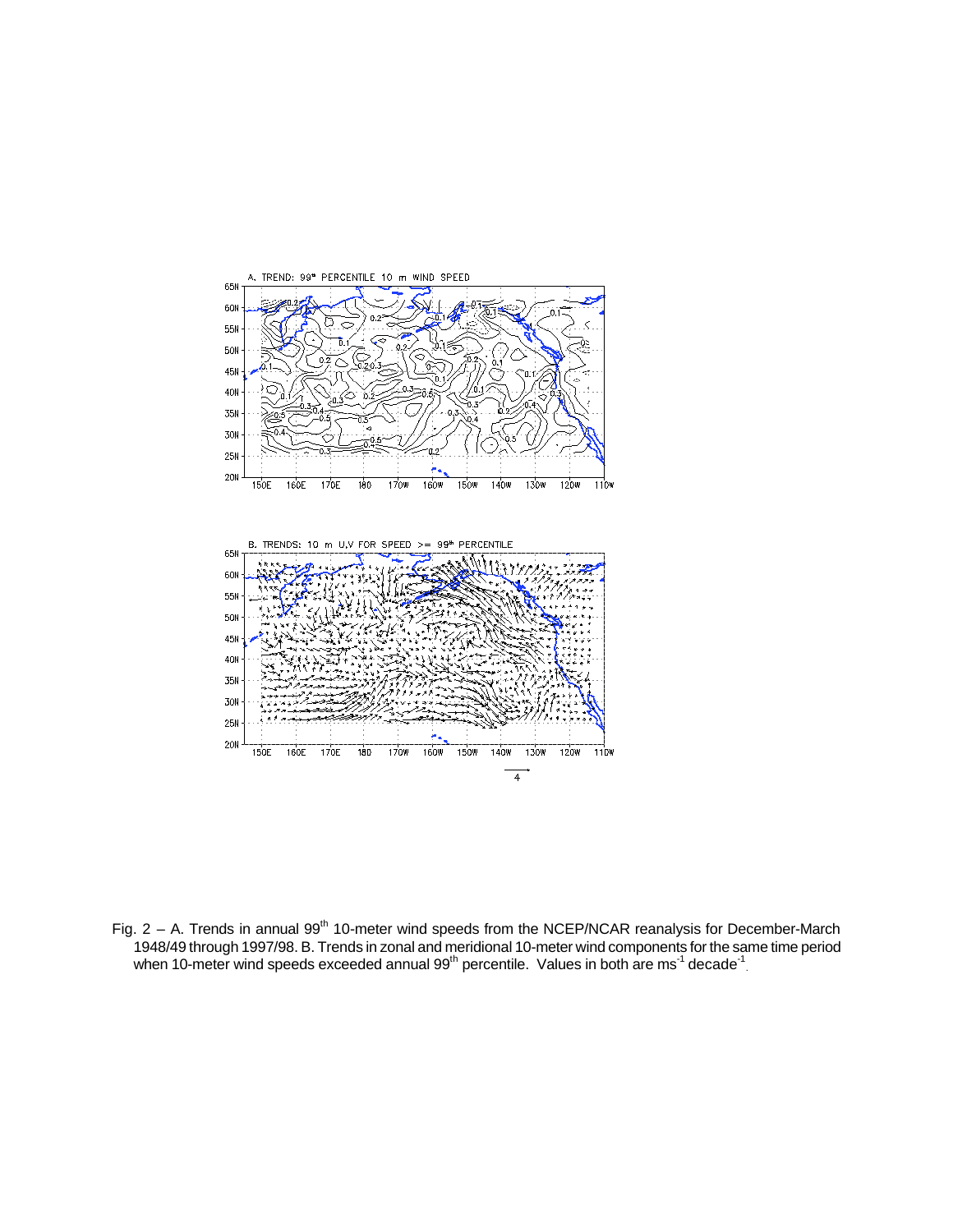Fig. 2 – A. Trends in annual 99$^{th}$ 10-meter wind speeds from the NCEP/NCAR reanalysis for December-March 1948/49 through 1997/98. B. Trends in zonal and meridional 10-meter wind components for the same time period when 10-meter wind speeds exceeded annual 99$^{th}$ percentile. Values in both are $ms^{-1}$ $decade^{-1}$.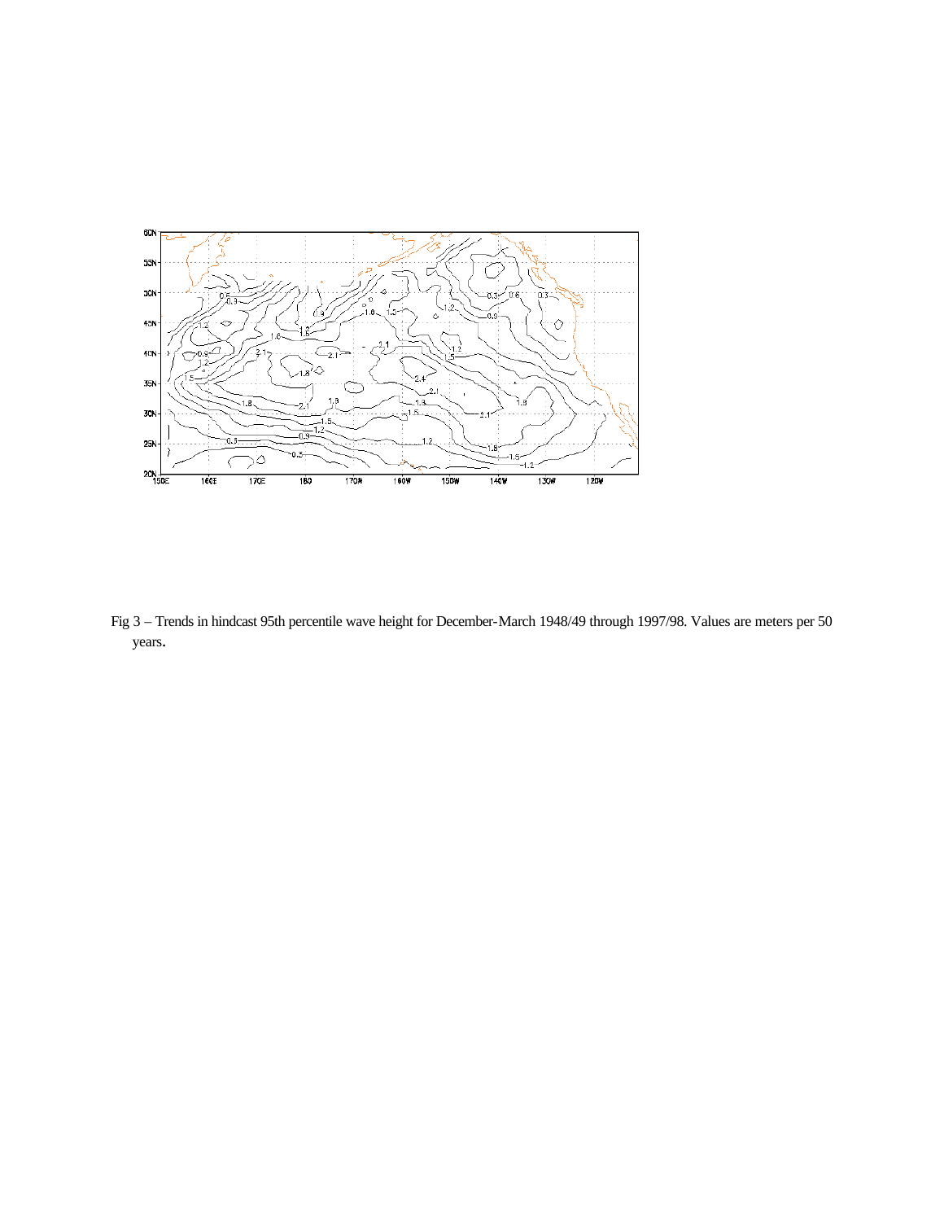Fig 3 – Trends in hindcast 95th percentile wave height for December-March 1948/49 through 1997/98. Values are meters per 50 years.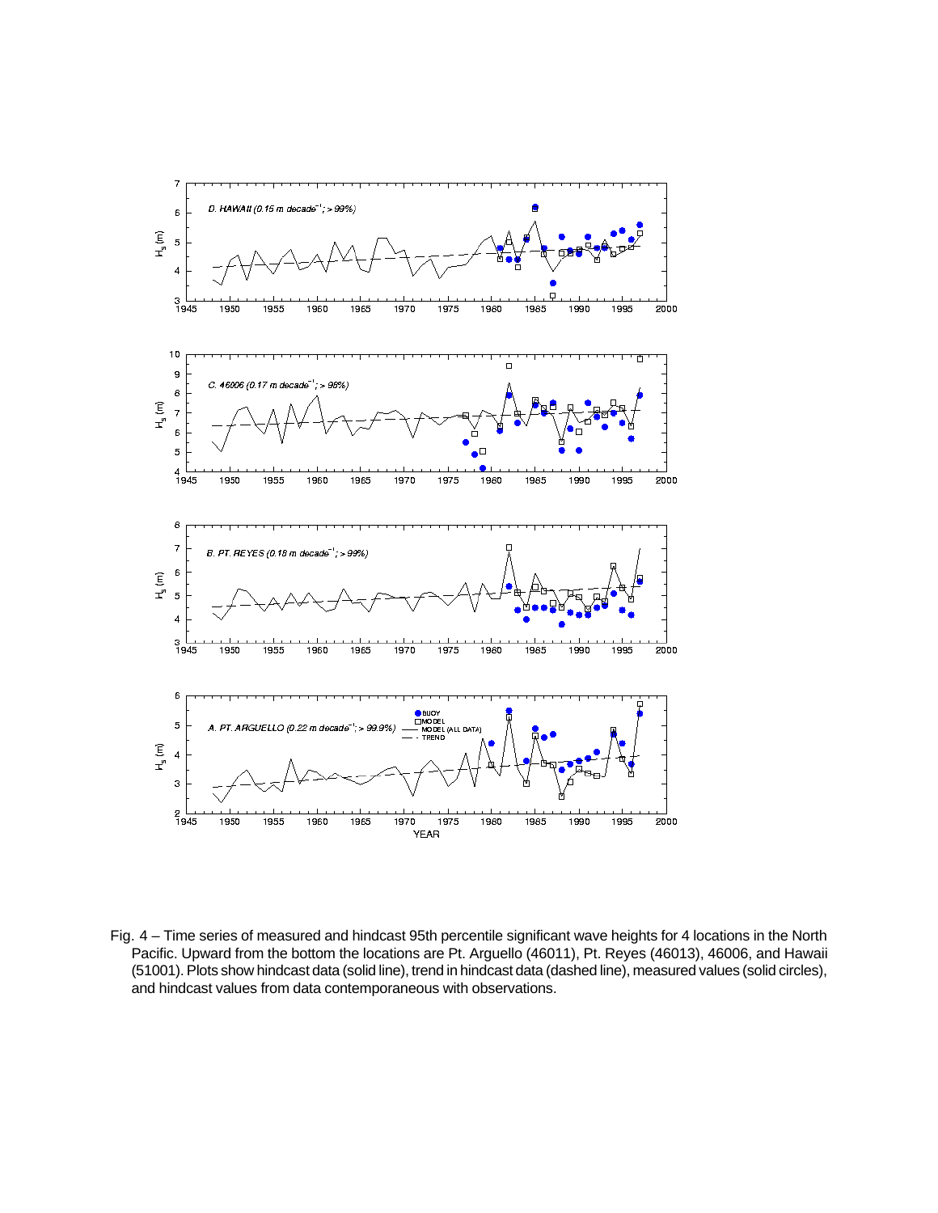Fig. 4 – Time series of measured and hindcast 95th percentile significant wave heights for 4 locations in the North Pacific. Upward from the bottom the locations are Pt. Arguello (46011), Pt. Reyes (46013), 46006, and Hawaii (51001). Plots show hindcast data (solid line), trend in hindcast data (dashed line), measured values (solid circles), and hindcast values from data contemporaneous with observations.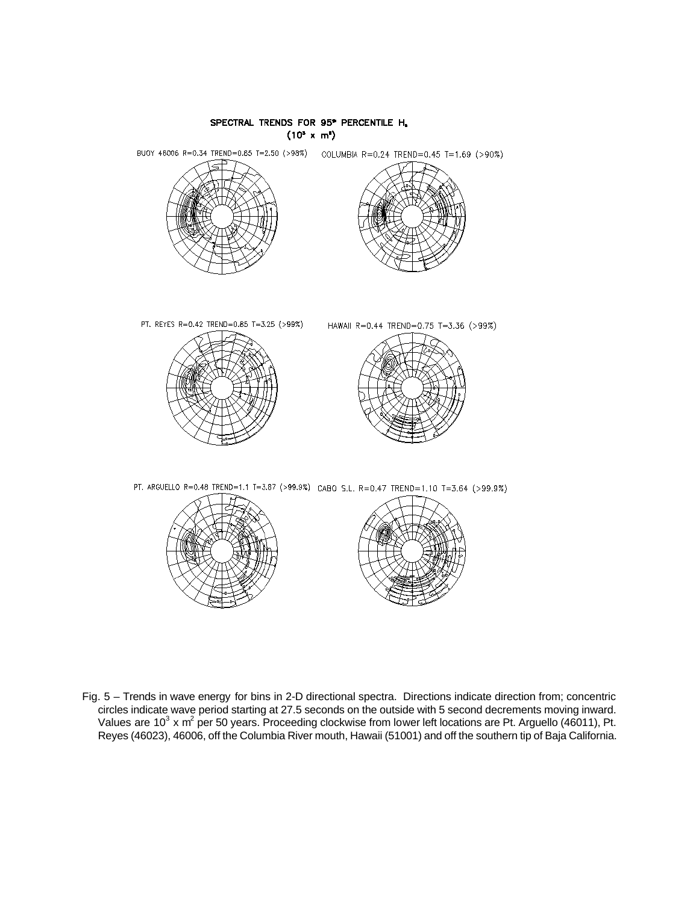SPECTRAL TRENDS FOR 95% PERCENTILE $H_s$
($10^3 \times m^2$)

BUOY 46006 R=0.34 TREND=0.85 T=2.50 (>98%)

COLUMBIA R=0.24 TREND=0.45 T=1.69 (>90%)

PT. REYES R=0.42 TREND=0.85 T=3.25 (>99%)

HAWAII R=0.44 TREND=0.75 T=3.36 (>99%)

PT. ARGUELLO R=0.48 TREND=1.1 T=3.87 (>99.9%)

CABO S.L. R=0.47 TREND=1.10 T=3.64 (>99.9%)

Fig. 5 – Trends in wave energy for bins in 2-D directional spectra. Directions indicate direction from; concentric circles indicate wave period starting at 27.5 seconds on the outside with 5 second decrements moving inward. Values are $10^3 \times m^2$ per 50 years. Proceeding clockwise from lower left locations are Pt. Arguello (46011), Pt. Reyes (46023), 46006, off the Columbia River mouth, Hawaii (51001) and off the southern tip of Baja California.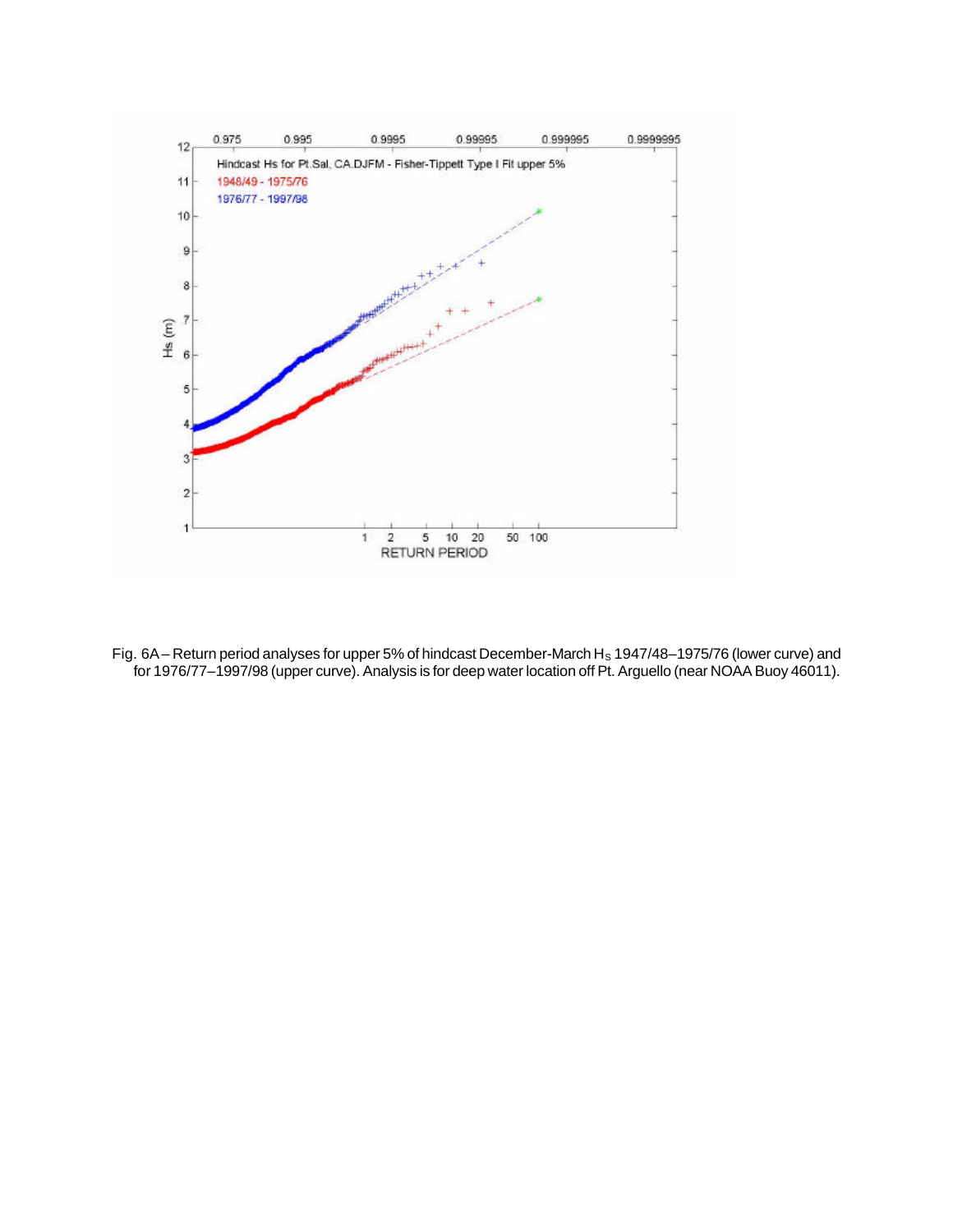Fig. 6A – Return period analyses for upper 5% of hindcast December-March $H_S$ 1947/48–1975/76 (lower curve) and for 1976/77–1997/98 (upper curve). Analysis is for deep water location off Pt. Arguello (near NOAA Buoy 46011).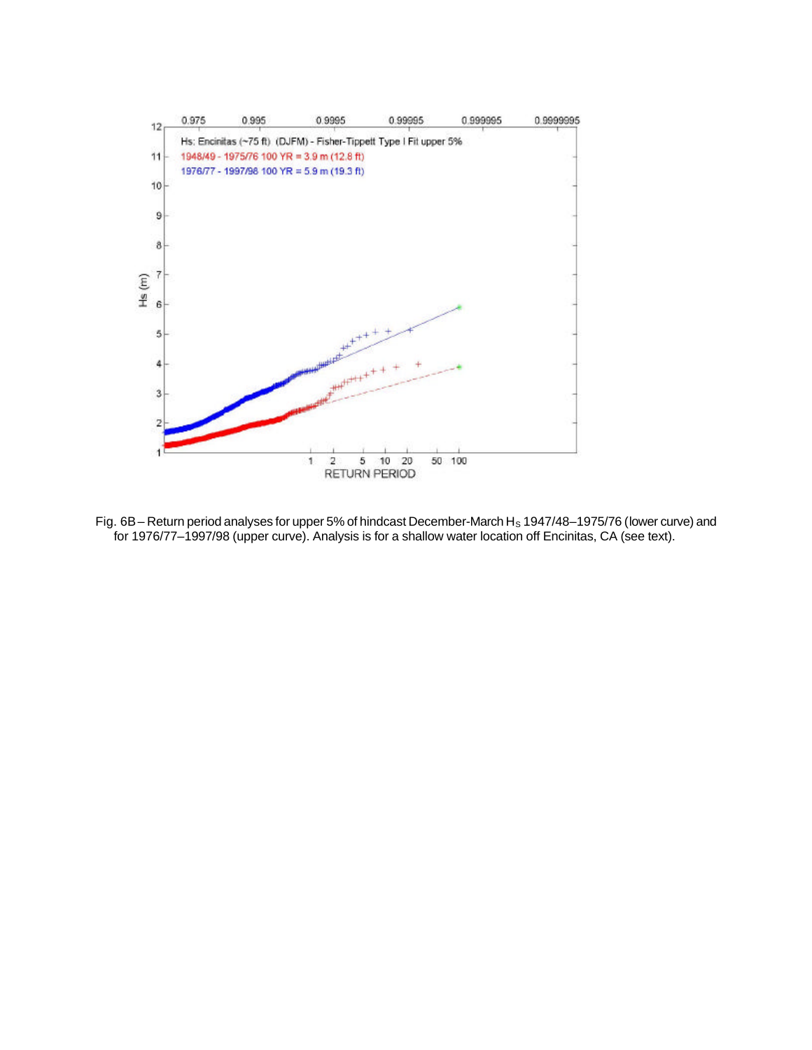0.975 0.995 0.9995 0.99995 0.999995 0.9999995

Hs: Encinitas (~75 ft) (DJFM) - Fisher-Tippett Type I Fit upper 5%

1948/49 - 1975/76 100 YR = 3.9 m (12.8 ft)

1976/77 - 1997/98 100 YR = 5.9 m (19.3 ft)

Hs (m)

1 2 3 4 5 6 7 8 9 10 11 12

1 2 5 10 20 50 100

RETURN PERIOD

Fig. 6B – Return period analyses for upper 5% of hindcast December-March $H_S$ 1947/48–1975/76 (lower curve) and for 1976/77–1997/98 (upper curve). Analysis is for a shallow water location off Encinitas, CA (see text).